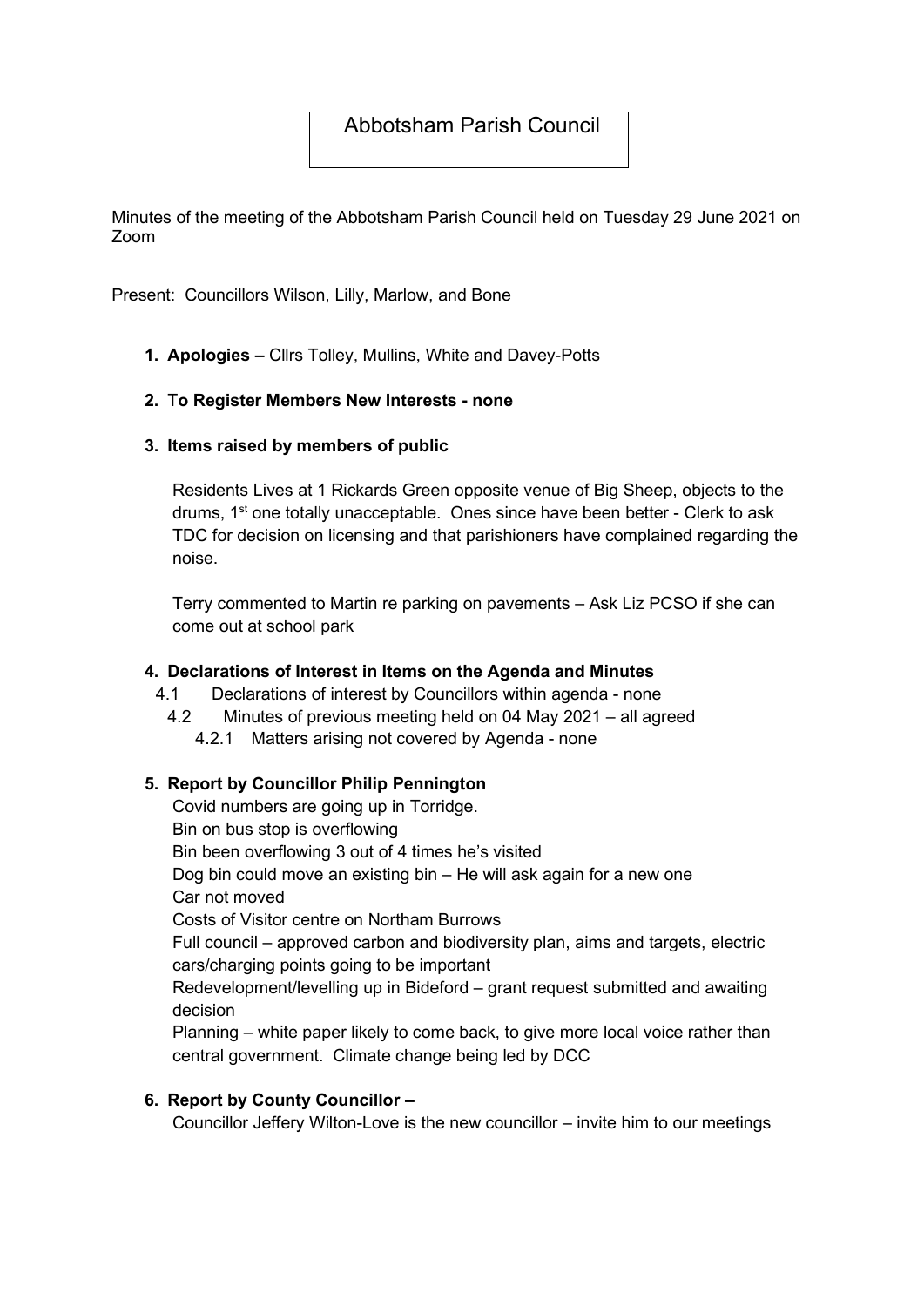# Abbotsham Parish Council

Minutes of the meeting of the Abbotsham Parish Council held on Tuesday 29 June 2021 on Zoom

Present: Councillors Wilson, Lilly, Marlow, and Bone

1. **Apologies –** Cllrs Tolley, Mullins, White and Davey-Potts

2. T**o Register Members New Interests - none**

3. **Items raised by members of public**

   Residents Lives at 1 Rickards Green opposite venue of Big Sheep, objects to the drums, 1st one totally unacceptable. Ones since have been better - Clerk to ask TDC for decision on licensing and that parishioners have complained regarding the noise.

   Terry commented to Martin re parking on pavements – Ask Liz PCSO if she can come out at school park

4. **Declarations of Interest in Items on the Agenda and Minutes**
   - 4.1 Declarations of interest by Councillors within agenda - none
   - 4.2 Minutes of previous meeting held on 04 May 2021 – all agreed
     - 4.2.1 Matters arising not covered by Agenda - none

5. **Report by Councillor Philip Pennington**

   Covid numbers are going up in Torridge.
   Bin on bus stop is overflowing
   Bin been overflowing 3 out of 4 times he's visited
   Dog bin could move an existing bin – He will ask again for a new one
   Car not moved
   Costs of Visitor centre on Northam Burrows
   Full council – approved carbon and biodiversity plan, aims and targets, electric cars/charging points going to be important
   Redevelopment/levelling up in Bideford – grant request submitted and awaiting decision
   Planning – white paper likely to come back, to give more local voice rather than central government. Climate change being led by DCC

6. **Report by County Councillor –**

   Councillor Jeffery Wilton-Love is the new councillor – invite him to our meetings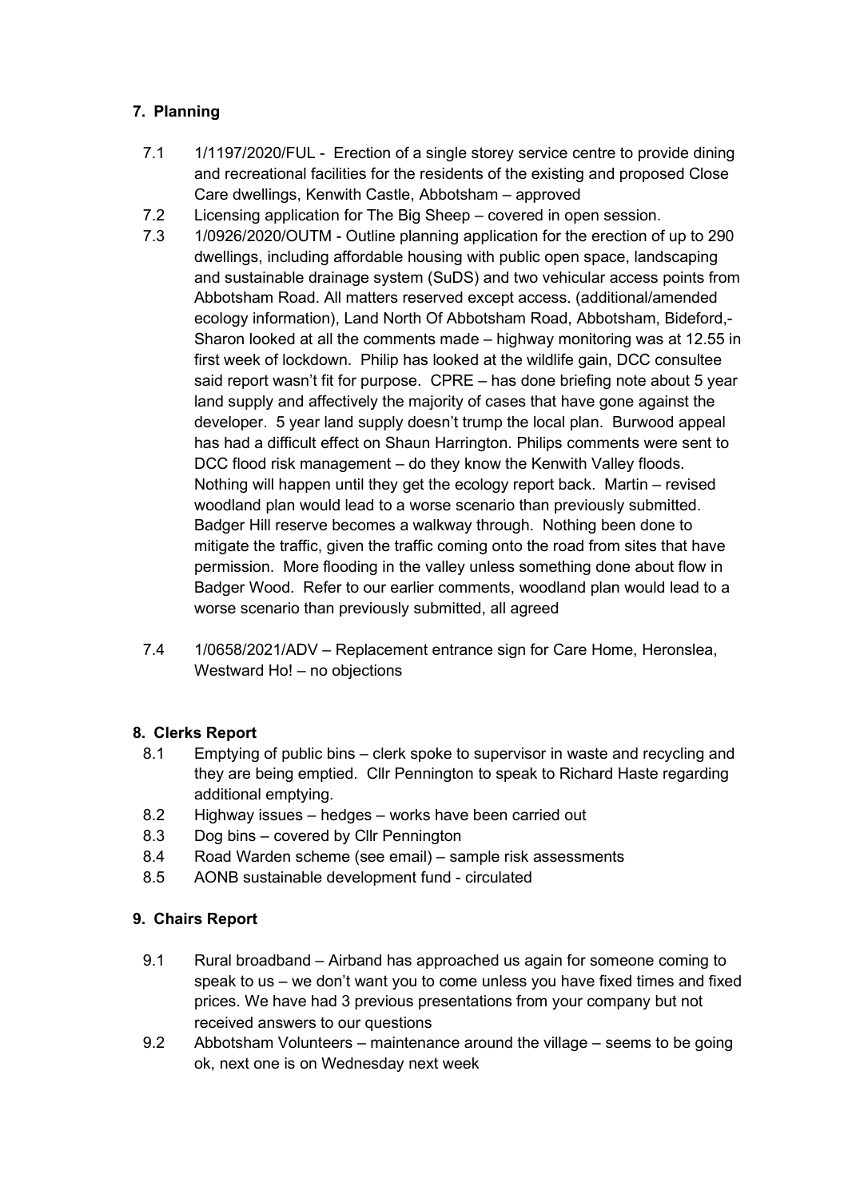## 7. Planning

7.1 1/1197/2020/FUL - Erection of a single storey service centre to provide dining and recreational facilities for the residents of the existing and proposed Close Care dwellings, Kenwith Castle, Abbotsham – approved

7.2 Licensing application for The Big Sheep – covered in open session.

7.3 1/0926/2020/OUTM - Outline planning application for the erection of up to 290 dwellings, including affordable housing with public open space, landscaping and sustainable drainage system (SuDS) and two vehicular access points from Abbotsham Road. All matters reserved except access. (additional/amended ecology information), Land North Of Abbotsham Road, Abbotsham, Bideford,- Sharon looked at all the comments made – highway monitoring was at 12.55 in first week of lockdown. Philip has looked at the wildlife gain, DCC consultee said report wasn't fit for purpose. CPRE – has done briefing note about 5 year land supply and affectively the majority of cases that have gone against the developer. 5 year land supply doesn't trump the local plan. Burwood appeal has had a difficult effect on Shaun Harrington. Philips comments were sent to DCC flood risk management – do they know the Kenwith Valley floods. Nothing will happen until they get the ecology report back. Martin – revised woodland plan would lead to a worse scenario than previously submitted. Badger Hill reserve becomes a walkway through. Nothing been done to mitigate the traffic, given the traffic coming onto the road from sites that have permission. More flooding in the valley unless something done about flow in Badger Wood. Refer to our earlier comments, woodland plan would lead to a worse scenario than previously submitted, all agreed

7.4 1/0658/2021/ADV – Replacement entrance sign for Care Home, Heronslea, Westward Ho! – no objections

## 8. Clerks Report

8.1 Emptying of public bins – clerk spoke to supervisor in waste and recycling and they are being emptied. Cllr Pennington to speak to Richard Haste regarding additional emptying.

8.2 Highway issues – hedges – works have been carried out

8.3 Dog bins – covered by Cllr Pennington

8.4 Road Warden scheme (see email) – sample risk assessments

8.5 AONB sustainable development fund - circulated

## 9. Chairs Report

9.1 Rural broadband – Airband has approached us again for someone coming to speak to us – we don't want you to come unless you have fixed times and fixed prices. We have had 3 previous presentations from your company but not received answers to our questions

9.2 Abbotsham Volunteers – maintenance around the village – seems to be going ok, next one is on Wednesday next week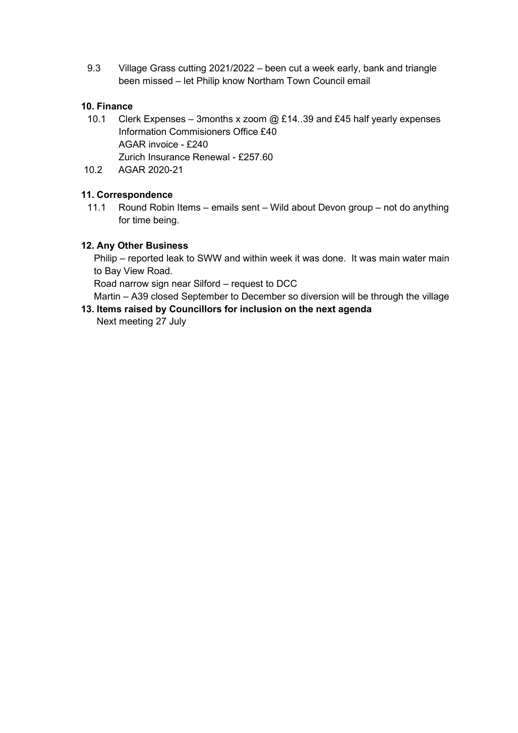9.3 Village Grass cutting 2021/2022 – been cut a week early, bank and triangle been missed – let Philip know Northam Town Council email

**10. Finance**

10.1 Clerk Expenses – 3months x zoom @ £14..39 and £45 half yearly expenses
Information Commisioners Office £40
AGAR invoice - £240
Zurich Insurance Renewal - £257.60

10.2 AGAR 2020-21

**11. Correspondence**

11.1 Round Robin Items – emails sent – Wild about Devon group – not do anything for time being.

**12. Any Other Business**

Philip – reported leak to SWW and within week it was done. It was main water main to Bay View Road.

Road narrow sign near Silford – request to DCC

Martin – A39 closed September to December so diversion will be through the village

**13. Items raised by Councillors for inclusion on the next agenda**

Next meeting 27 July